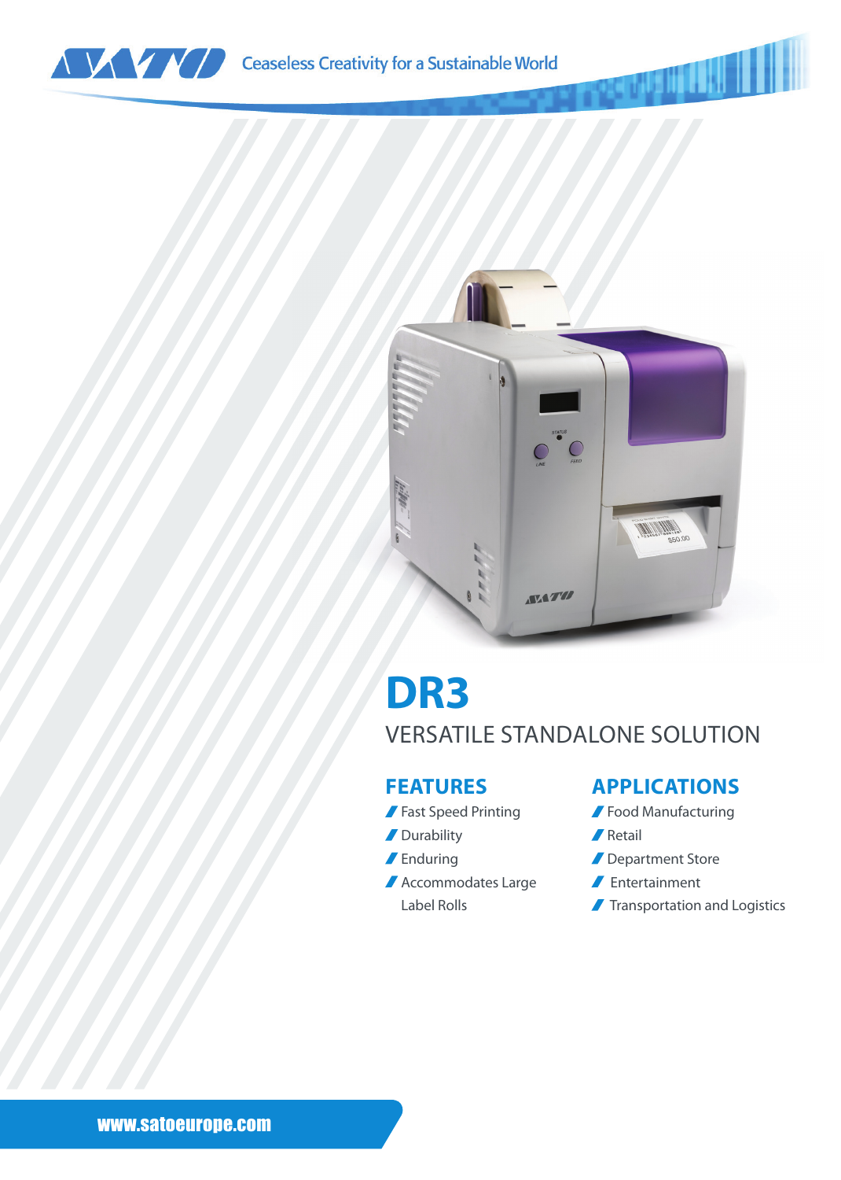Ceaseless Creativity for a Sustainable World

# DR3

## VERSATILE STANDALONE SOLUTION

### FEATURES

- Fast Speed Printing
- Durability
- Enduring
- Accommodates Large Label Rolls

### APPLICATIONS

- Food Manufacturing
- Retail
- Department Store
- Entertainment
- Transportation and Logistics

www.satoeurope.com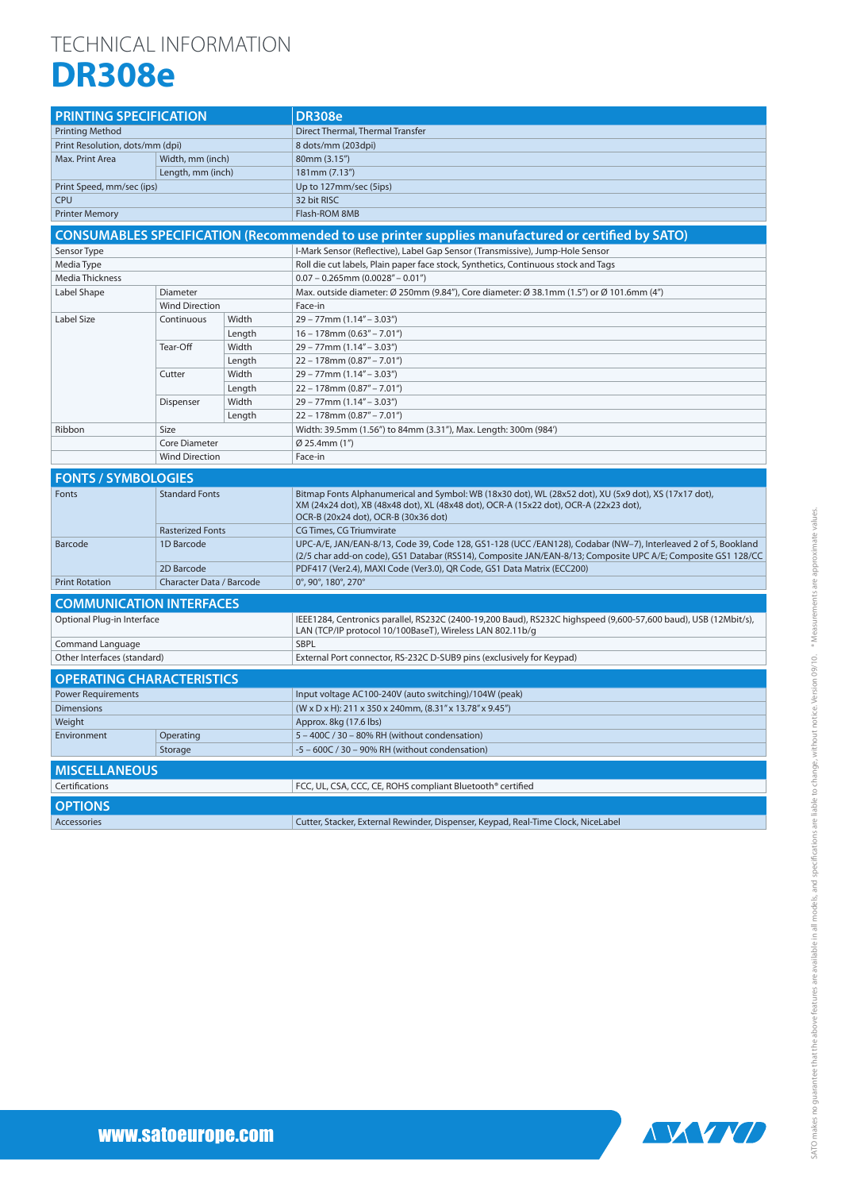# TECHNICAL INFORMATION

# DR308e

| PRINTING SPECIFICATION | | | DR308e |
|---|---|---|---|
| Printing Method | | | Direct Thermal, Thermal Transfer |
| Print Resolution, dots/mm (dpi) | | | 8 dots/mm (203dpi) |
| Max. Print Area | Width, mm (inch) | | 80mm (3.15") |
| | Length, mm (inch) | | 181mm (7.13") |
| Print Speed, mm/sec (ips) | | | Up to 127mm/sec (5ips) |
| CPU | | | 32 bit RISC |
| Printer Memory | | | Flash-ROM 8MB |

| CONSUMABLES SPECIFICATION (Recommended to use printer supplies manufactured or certified by SATO) | | | |
|---|---|---|---|
| Sensor Type | | | I-Mark Sensor (Reflective), Label Gap Sensor (Transmissive), Jump-Hole Sensor |
| Media Type | | | Roll die cut labels, Plain paper face stock, Synthetics, Continuous stock and Tags |
| Media Thickness | | | 0.07 – 0.265mm (0.0028" – 0.01") |
| Label Shape | Diameter | | Max. outside diameter: Ø 250mm (9.84"), Core diameter: Ø 38.1mm (1.5") or Ø 101.6mm (4") |
| | Wind Direction | | Face-in |
| Label Size | Continuous | Width | 29 – 77mm (1.14" – 3.03") |
| | | Length | 16 – 178mm (0.63" – 7.01") |
| | Tear-Off | Width | 29 – 77mm (1.14" – 3.03") |
| | | Length | 22 – 178mm (0.87" – 7.01") |
| | Cutter | Width | 29 – 77mm (1.14" – 3.03") |
| | | Length | 22 – 178mm (0.87" – 7.01") |
| | Dispenser | Width | 29 – 77mm (1.14" – 3.03") |
| | | Length | 22 – 178mm (0.87" – 7.01") |
| Ribbon | Size | | Width: 39.5mm (1.56") to 84mm (3.31"), Max. Length: 300m (984') |
| | Core Diameter | | Ø 25.4mm (1") |
| | Wind Direction | | Face-in |

| FONTS / SYMBOLOGIES | | |
|---|---|---|
| Fonts | Standard Fonts | Bitmap Fonts Alphanumerical and Symbol: WB (18x30 dot), WL (28x52 dot), XU (5x9 dot), XS (17x17 dot), XM (24x24 dot), XB (48x48 dot), XL (48x48 dot), OCR-A (15x22 dot), OCR-A (22x23 dot), OCR-B (20x24 dot), OCR-B (30x36 dot) |
| | Rasterized Fonts | CG Times, CG Triumvirate |
| Barcode | 1D Barcode | UPC-A/E, JAN/EAN-8/13, Code 39, Code 128, GS1-128 (UCC /EAN128), Codabar (NW–7), Interleaved 2 of 5, Bookland (2/5 char add-on code), GS1 Databar (RSS14), Composite JAN/EAN-8/13; Composite UPC A/E; Composite GS1 128/CC |
| | 2D Barcode | PDF417 (Ver2.4), MAXI Code (Ver3.0), QR Code, GS1 Data Matrix (ECC200) |
| Print Rotation | Character Data / Barcode | 0°, 90°, 180°, 270° |

| COMMUNICATION INTERFACES | |
|---|---|
| Optional Plug-in Interface | IEEE1284, Centronics parallel, RS232C (2400-19,200 Baud), RS232C highspeed (9,600-57,600 baud), USB (12Mbit/s), LAN (TCP/IP protocol 10/100BaseT), Wireless LAN 802.11b/g |
| Command Language | SBPL |
| Other Interfaces (standard) | External Port connector, RS-232C D-SUB9 pins (exclusively for Keypad) |

| OPERATING CHARACTERISTICS | | |
|---|---|---|
| Power Requirements | | Input voltage AC100-240V (auto switching)/104W (peak) |
| Dimensions | | (W x D x H): 211 x 350 x 240mm, (8.31" x 13.78" x 9.45") |
| Weight | | Approx. 8kg (17.6 lbs) |
| Environment | Operating | 5 – 400C / 30 – 80% RH (without condensation) |
| | Storage | -5 – 600C / 30 – 90% RH (without condensation) |

| MISCELLANEOUS | |
|---|---|
| Certifications | FCC, UL, CSA, CCC, CE, ROHS compliant Bluetooth® certified |

| OPTIONS | |
|---|---|
| Accessories | Cutter, Stacker, External Rewinder, Dispenser, Keypad, Real-Time Clock, NiceLabel |

www.satoeurope.com

SATO makes no guarantee that the above features are available in all models, and specifications are liable to change, without notice. Version 09/10. * Measurements are approximate values.